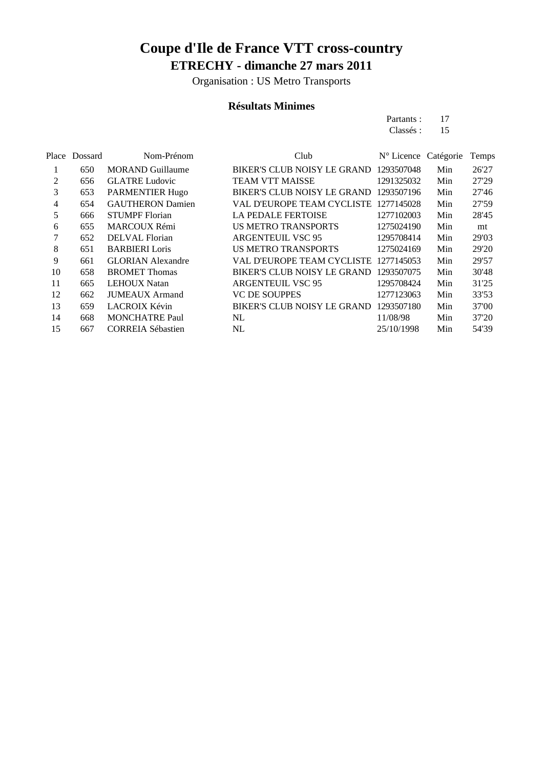# Coupe d'Ile de France VTT cross-country

## ETRECHY - dimanche 27 mars 2011

Organisation : US Metro Transports

### Résultats Minimes

Partants : 17
Classés : 15

| Place | Dossard | Nom-Prénom | Club | N° Licence | Catégorie | Temps |
|---|---|---|---|---|---|---|
| 1 | 650 | MORAND Guillaume | BIKER'S CLUB NOISY LE GRAND | 1293507048 | Min | 26'27 |
| 2 | 656 | GLATRE Ludovic | TEAM VTT MAISSE | 1291325032 | Min | 27'29 |
| 3 | 653 | PARMENTIER Hugo | BIKER'S CLUB NOISY LE GRAND | 1293507196 | Min | 27'46 |
| 4 | 654 | GAUTHERON Damien | VAL D'EUROPE TEAM CYCLISTE | 1277145028 | Min | 27'59 |
| 5 | 666 | STUMPF Florian | LA PEDALE FERTOISE | 1277102003 | Min | 28'45 |
| 6 | 655 | MARCOUX Rémi | US METRO TRANSPORTS | 1275024190 | Min | mt |
| 7 | 652 | DELVAL Florian | ARGENTEUIL VSC 95 | 1295708414 | Min | 29'03 |
| 8 | 651 | BARBIERI Loris | US METRO TRANSPORTS | 1275024169 | Min | 29'20 |
| 9 | 661 | GLORIAN Alexandre | VAL D'EUROPE TEAM CYCLISTE | 1277145053 | Min | 29'57 |
| 10 | 658 | BROMET Thomas | BIKER'S CLUB NOISY LE GRAND | 1293507075 | Min | 30'48 |
| 11 | 665 | LEHOUX Natan | ARGENTEUIL VSC 95 | 1295708424 | Min | 31'25 |
| 12 | 662 | JUMEAUX Armand | VC DE SOUPPES | 1277123063 | Min | 33'53 |
| 13 | 659 | LACROIX Kévin | BIKER'S CLUB NOISY LE GRAND | 1293507180 | Min | 37'00 |
| 14 | 668 | MONCHATRE Paul | NL | 11/08/98 | Min | 37'20 |
| 15 | 667 | CORREIA Sébastien | NL | 25/10/1998 | Min | 54'39 |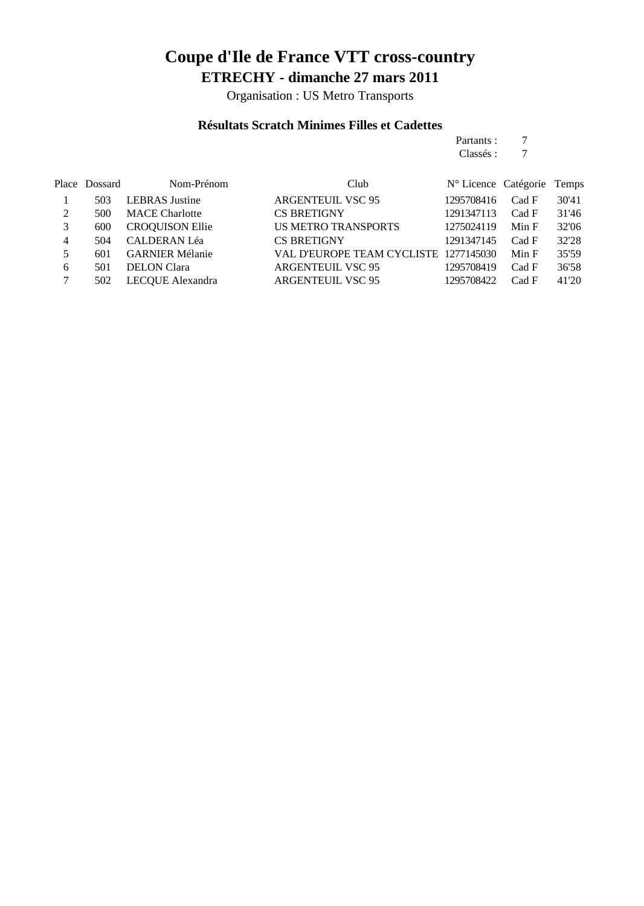# Coupe d'Ile de France VTT cross-country

## ETRECHY - dimanche 27 mars 2011

Organisation : US Metro Transports

### Résultats Scratch Minimes Filles et Cadettes

Partants : 7
Classés : 7

| Place | Dossard | Nom-Prénom | Club | N° Licence | Catégorie | Temps |
|---|---|---|---|---|---|---|
| 1 | 503 | LEBRAS Justine | ARGENTEUIL VSC 95 | 1295708416 | Cad F | 30'41 |
| 2 | 500 | MACE Charlotte | CS BRETIGNY | 1291347113 | Cad F | 31'46 |
| 3 | 600 | CROQUISON Ellie | US METRO TRANSPORTS | 1275024119 | Min F | 32'06 |
| 4 | 504 | CALDERAN Léa | CS BRETIGNY | 1291347145 | Cad F | 32'28 |
| 5 | 601 | GARNIER Mélanie | VAL D'EUROPE TEAM CYCLISTE | 1277145030 | Min F | 35'59 |
| 6 | 501 | DELON Clara | ARGENTEUIL VSC 95 | 1295708419 | Cad F | 36'58 |
| 7 | 502 | LECQUE Alexandra | ARGENTEUIL VSC 95 | 1295708422 | Cad F | 41'20 |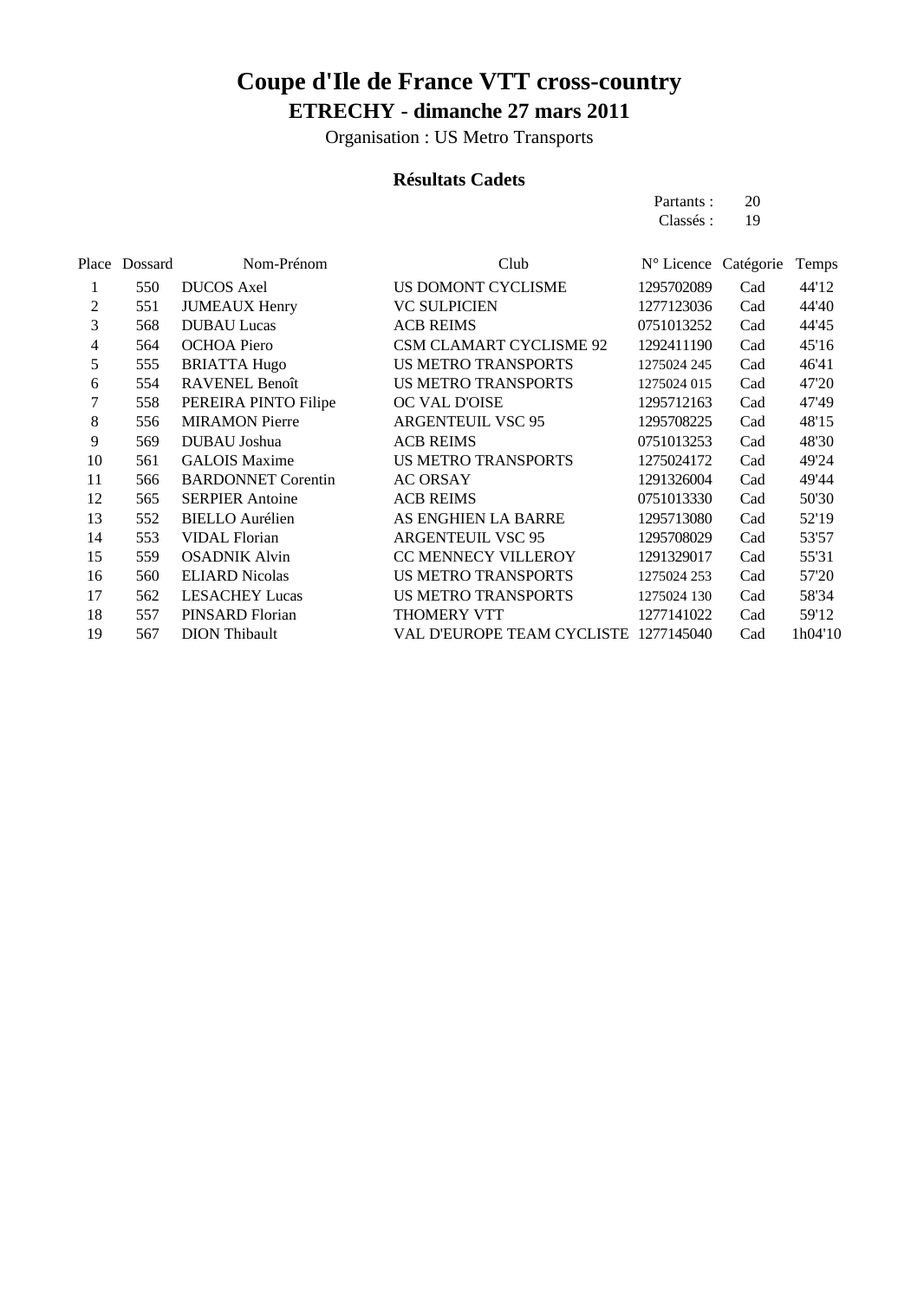# Coupe d'Ile de France VTT cross-country

## ETRECHY - dimanche 27 mars 2011

Organisation : US Metro Transports

### Résultats Cadets

Partants : 20
Classés : 19

| Place | Dossard | Nom-Prénom | Club | N° Licence | Catégorie | Temps |
|---|---|---|---|---|---|---|
| 1 | 550 | DUCOS Axel | US DOMONT CYCLISME | 1295702089 | Cad | 44'12 |
| 2 | 551 | JUMEAUX Henry | VC SULPICIEN | 1277123036 | Cad | 44'40 |
| 3 | 568 | DUBAU Lucas | ACB REIMS | 0751013252 | Cad | 44'45 |
| 4 | 564 | OCHOA Piero | CSM CLAMART CYCLISME 92 | 1292411190 | Cad | 45'16 |
| 5 | 555 | BRIATTA Hugo | US METRO TRANSPORTS | 1275024 245 | Cad | 46'41 |
| 6 | 554 | RAVENEL Benoît | US METRO TRANSPORTS | 1275024 015 | Cad | 47'20 |
| 7 | 558 | PEREIRA PINTO Filipe | OC VAL D'OISE | 1295712163 | Cad | 47'49 |
| 8 | 556 | MIRAMON Pierre | ARGENTEUIL VSC 95 | 1295708225 | Cad | 48'15 |
| 9 | 569 | DUBAU Joshua | ACB REIMS | 0751013253 | Cad | 48'30 |
| 10 | 561 | GALOIS Maxime | US METRO TRANSPORTS | 1275024172 | Cad | 49'24 |
| 11 | 566 | BARDONNET Corentin | AC ORSAY | 1291326004 | Cad | 49'44 |
| 12 | 565 | SERPIER Antoine | ACB REIMS | 0751013330 | Cad | 50'30 |
| 13 | 552 | BIELLO Aurélien | AS ENGHIEN LA BARRE | 1295713080 | Cad | 52'19 |
| 14 | 553 | VIDAL Florian | ARGENTEUIL VSC 95 | 1295708029 | Cad | 53'57 |
| 15 | 559 | OSADNIK Alvin | CC MENNECY VILLEROY | 1291329017 | Cad | 55'31 |
| 16 | 560 | ELIARD Nicolas | US METRO TRANSPORTS | 1275024 253 | Cad | 57'20 |
| 17 | 562 | LESACHEY Lucas | US METRO TRANSPORTS | 1275024 130 | Cad | 58'34 |
| 18 | 557 | PINSARD Florian | THOMERY VTT | 1277141022 | Cad | 59'12 |
| 19 | 567 | DION Thibault | VAL D'EUROPE TEAM CYCLISTE | 1277145040 | Cad | 1h04'10 |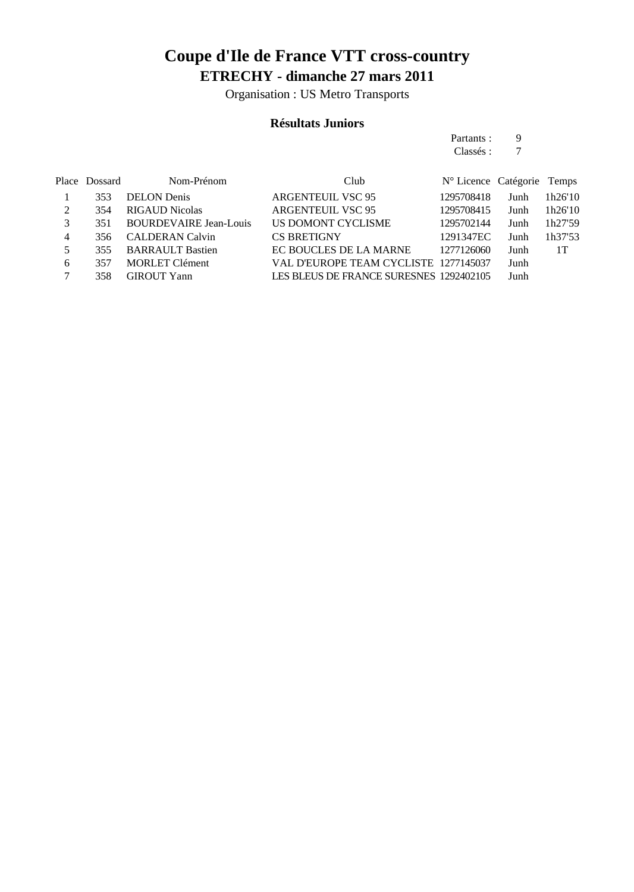# Coupe d'Ile de France VTT cross-country

## ETRECHY - dimanche 27 mars 2011

Organisation : US Metro Transports

### Résultats Juniors

Partants : 9
Classés : 7

| Place | Dossard | Nom-Prénom | Club | N° Licence | Catégorie | Temps |
|---|---|---|---|---|---|---|
| 1 | 353 | DELON Denis | ARGENTEUIL VSC 95 | 1295708418 | Junh | 1h26'10 |
| 2 | 354 | RIGAUD Nicolas | ARGENTEUIL VSC 95 | 1295708415 | Junh | 1h26'10 |
| 3 | 351 | BOURDEVAIRE Jean-Louis | US DOMONT CYCLISME | 1295702144 | Junh | 1h27'59 |
| 4 | 356 | CALDERAN Calvin | CS BRETIGNY | 1291347EC | Junh | 1h37'53 |
| 5 | 355 | BARRAULT Bastien | EC BOUCLES DE LA MARNE | 1277126060 | Junh | 1T |
| 6 | 357 | MORLET Clément | VAL D'EUROPE TEAM CYCLISTE | 1277145037 | Junh | |
| 7 | 358 | GIROUT Yann | LES BLEUS DE FRANCE SURESNES | 1292402105 | Junh | |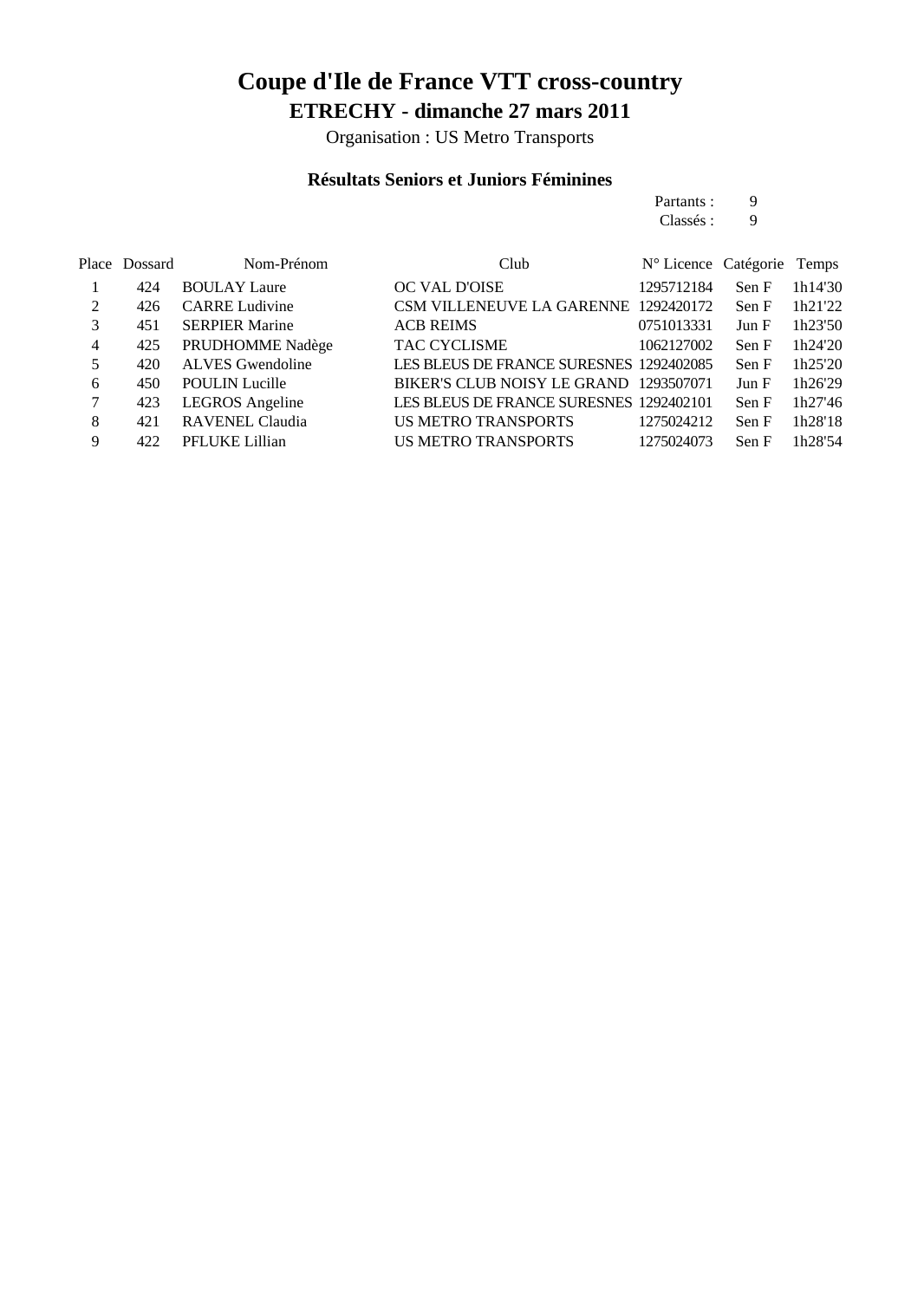# Coupe d'Ile de France VTT cross-country

## ETRECHY - dimanche 27 mars 2011

Organisation : US Metro Transports

### Résultats Seniors et Juniors Féminines

Partants : 9
Classés : 9

| Place | Dossard | Nom-Prénom | Club | N° Licence | Catégorie | Temps |
|---|---|---|---|---|---|---|
| 1 | 424 | BOULAY Laure | OC VAL D'OISE | 1295712184 | Sen F | 1h14'30 |
| 2 | 426 | CARRE Ludivine | CSM VILLENEUVE LA GARENNE | 1292420172 | Sen F | 1h21'22 |
| 3 | 451 | SERPIER Marine | ACB REIMS | 0751013331 | Jun F | 1h23'50 |
| 4 | 425 | PRUDHOMME Nadège | TAC CYCLISME | 1062127002 | Sen F | 1h24'20 |
| 5 | 420 | ALVES Gwendoline | LES BLEUS DE FRANCE SURESNES | 1292402085 | Sen F | 1h25'20 |
| 6 | 450 | POULIN Lucille | BIKER'S CLUB NOISY LE GRAND | 1293507071 | Jun F | 1h26'29 |
| 7 | 423 | LEGROS Angeline | LES BLEUS DE FRANCE SURESNES | 1292402101 | Sen F | 1h27'46 |
| 8 | 421 | RAVENEL Claudia | US METRO TRANSPORTS | 1275024212 | Sen F | 1h28'18 |
| 9 | 422 | PFLUKE Lillian | US METRO TRANSPORTS | 1275024073 | Sen F | 1h28'54 |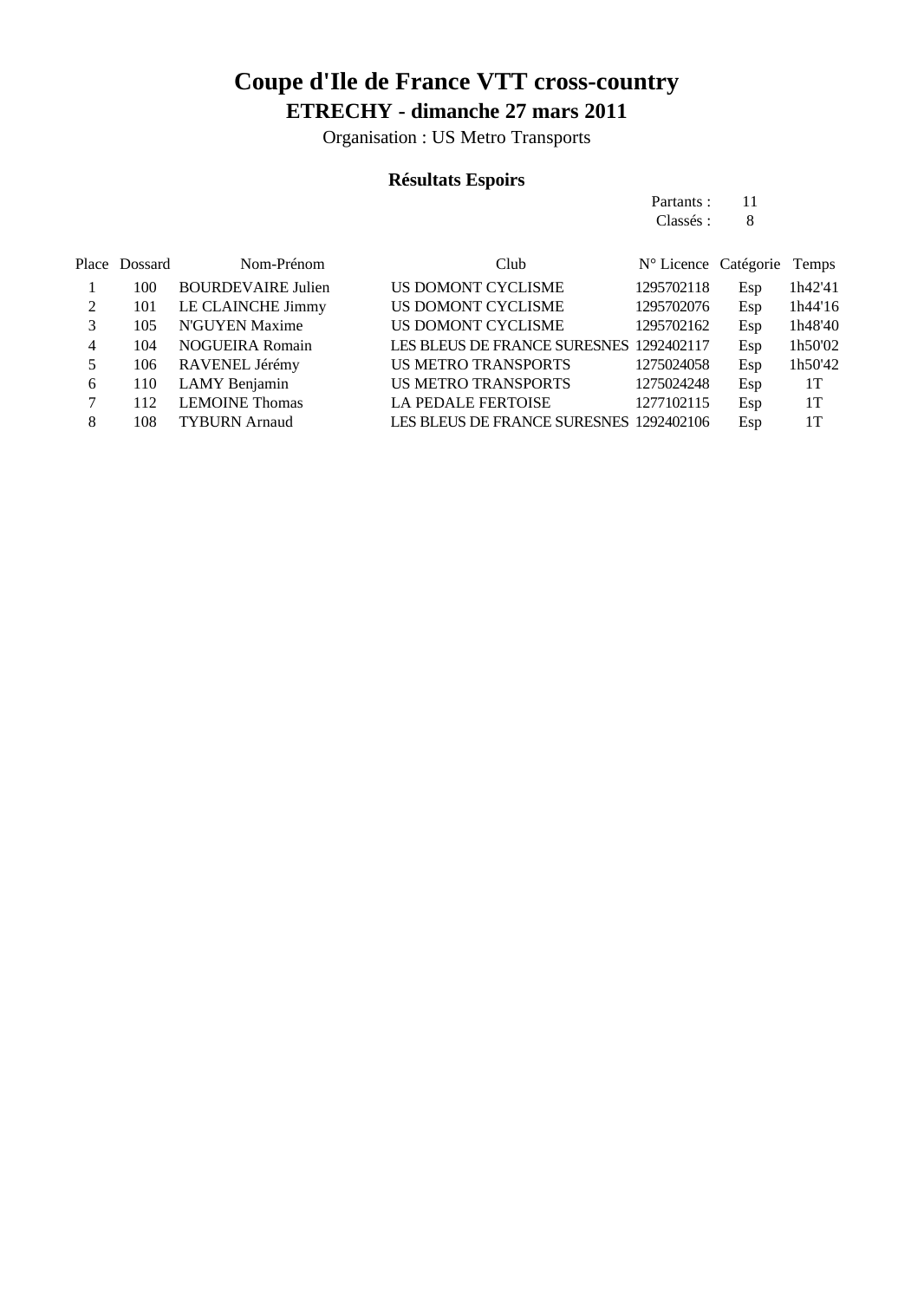# Coupe d'Ile de France VTT cross-country

## ETRECHY - dimanche 27 mars 2011

Organisation : US Metro Transports

### Résultats Espoirs

Partants : 11
Classés : 8

| Place | Dossard | Nom-Prénom | Club | N° Licence | Catégorie | Temps |
|---|---|---|---|---|---|---|
| 1 | 100 | BOURDEVAIRE Julien | US DOMONT CYCLISME | 1295702118 | Esp | 1h42'41 |
| 2 | 101 | LE CLAINCHE Jimmy | US DOMONT CYCLISME | 1295702076 | Esp | 1h44'16 |
| 3 | 105 | N'GUYEN Maxime | US DOMONT CYCLISME | 1295702162 | Esp | 1h48'40 |
| 4 | 104 | NOGUEIRA Romain | LES BLEUS DE FRANCE SURESNES | 1292402117 | Esp | 1h50'02 |
| 5 | 106 | RAVENEL Jérémy | US METRO TRANSPORTS | 1275024058 | Esp | 1h50'42 |
| 6 | 110 | LAMY Benjamin | US METRO TRANSPORTS | 1275024248 | Esp | 1T |
| 7 | 112 | LEMOINE Thomas | LA PEDALE FERTOISE | 1277102115 | Esp | 1T |
| 8 | 108 | TYBURN Arnaud | LES BLEUS DE FRANCE SURESNES | 1292402106 | Esp | 1T |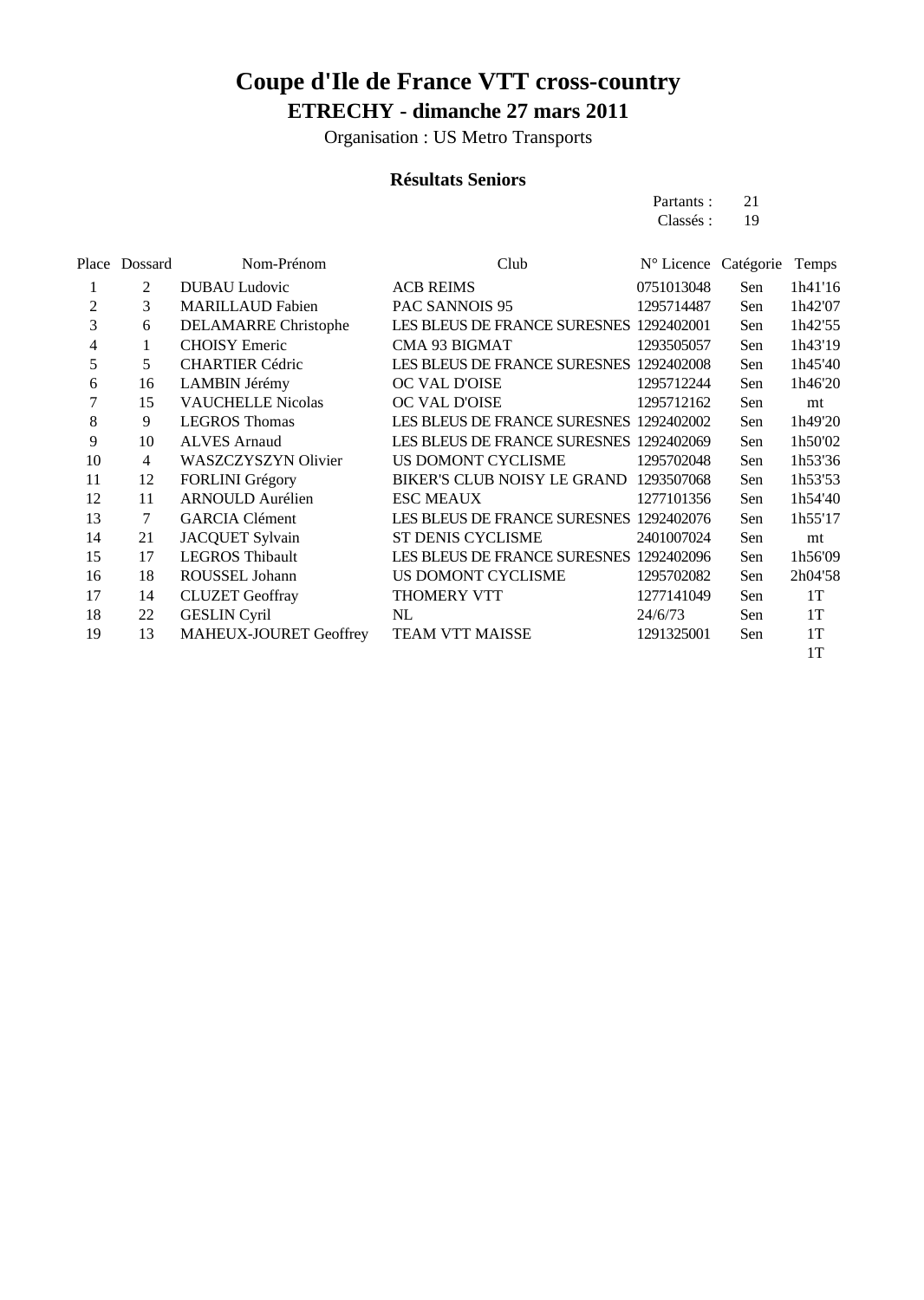# Coupe d'Ile de France VTT cross-country

## ETRECHY - dimanche 27 mars 2011

Organisation : US Metro Transports

### Résultats Seniors

Partants : 21
Classés : 19

| Place | Dossard | Nom-Prénom | Club | N° Licence | Catégorie | Temps |
|---|---|---|---|---|---|---|
| 1 | 2 | DUBAU Ludovic | ACB REIMS | 0751013048 | Sen | 1h41'16 |
| 2 | 3 | MARILLAUD Fabien | PAC SANNOIS 95 | 1295714487 | Sen | 1h42'07 |
| 3 | 6 | DELAMARRE Christophe | LES BLEUS DE FRANCE SURESNES | 1292402001 | Sen | 1h42'55 |
| 4 | 1 | CHOISY Emeric | CMA 93 BIGMAT | 1293505057 | Sen | 1h43'19 |
| 5 | 5 | CHARTIER Cédric | LES BLEUS DE FRANCE SURESNES | 1292402008 | Sen | 1h45'40 |
| 6 | 16 | LAMBIN Jérémy | OC VAL D'OISE | 1295712244 | Sen | 1h46'20 |
| 7 | 15 | VAUCHELLE Nicolas | OC VAL D'OISE | 1295712162 | Sen | mt |
| 8 | 9 | LEGROS Thomas | LES BLEUS DE FRANCE SURESNES | 1292402002 | Sen | 1h49'20 |
| 9 | 10 | ALVES Arnaud | LES BLEUS DE FRANCE SURESNES | 1292402069 | Sen | 1h50'02 |
| 10 | 4 | WASZCZYSZYN Olivier | US DOMONT CYCLISME | 1295702048 | Sen | 1h53'36 |
| 11 | 12 | FORLINI Grégory | BIKER'S CLUB NOISY LE GRAND | 1293507068 | Sen | 1h53'53 |
| 12 | 11 | ARNOULD Aurélien | ESC MEAUX | 1277101356 | Sen | 1h54'40 |
| 13 | 7 | GARCIA Clément | LES BLEUS DE FRANCE SURESNES | 1292402076 | Sen | 1h55'17 |
| 14 | 21 | JACQUET Sylvain | ST DENIS CYCLISME | 2401007024 | Sen | mt |
| 15 | 17 | LEGROS Thibault | LES BLEUS DE FRANCE SURESNES | 1292402096 | Sen | 1h56'09 |
| 16 | 18 | ROUSSEL Johann | US DOMONT CYCLISME | 1295702082 | Sen | 2h04'58 |
| 17 | 14 | CLUZET Geoffray | THOMERY VTT | 1277141049 | Sen | 1T |
| 18 | 22 | GESLIN Cyril | NL | 24/6/73 | Sen | 1T |
| 19 | 13 | MAHEUX-JOURET Geoffrey | TEAM VTT MAISSE | 1291325001 | Sen | 1T |
| | | | | | | 1T |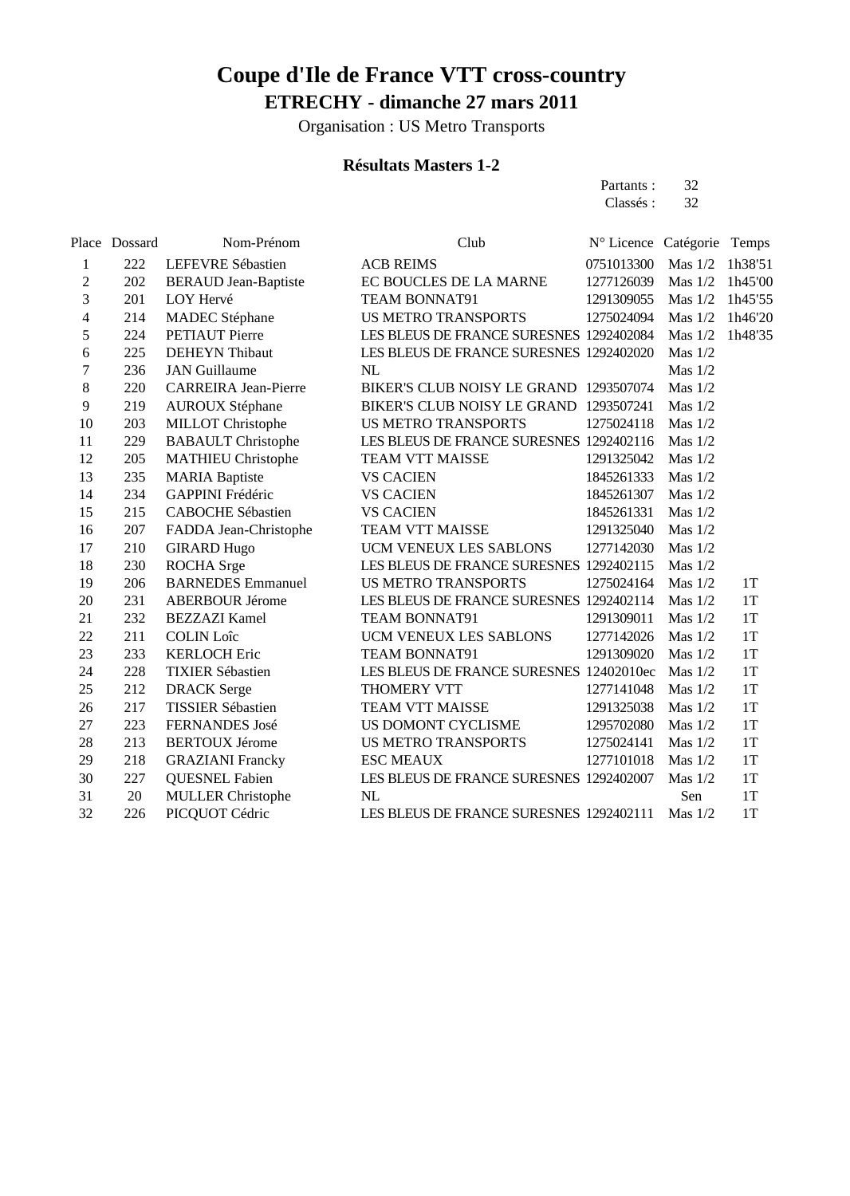# Coupe d'Ile de France VTT cross-country

## ETRECHY - dimanche 27 mars 2011

Organisation : US Metro Transports

### Résultats Masters 1-2

Partants : 32
Classés : 32

| Place | Dossard | Nom-Prénom | Club | N° Licence | Catégorie | Temps |
|---|---|---|---|---|---|---|
| 1 | 222 | LEFEVRE Sébastien | ACB REIMS | 0751013300 | Mas 1/2 | 1h38'51 |
| 2 | 202 | BERAUD Jean-Baptiste | EC BOUCLES DE LA MARNE | 1277126039 | Mas 1/2 | 1h45'00 |
| 3 | 201 | LOY Hervé | TEAM BONNAT91 | 1291309055 | Mas 1/2 | 1h45'55 |
| 4 | 214 | MADEC Stéphane | US METRO TRANSPORTS | 1275024094 | Mas 1/2 | 1h46'20 |
| 5 | 224 | PETIAUT Pierre | LES BLEUS DE FRANCE SURESNES | 1292402084 | Mas 1/2 | 1h48'35 |
| 6 | 225 | DEHEYN Thibaut | LES BLEUS DE FRANCE SURESNES | 1292402020 | Mas 1/2 | |
| 7 | 236 | JAN Guillaume | NL | | Mas 1/2 | |
| 8 | 220 | CARREIRA Jean-Pierre | BIKER'S CLUB NOISY LE GRAND | 1293507074 | Mas 1/2 | |
| 9 | 219 | AUROUX Stéphane | BIKER'S CLUB NOISY LE GRAND | 1293507241 | Mas 1/2 | |
| 10 | 203 | MILLOT Christophe | US METRO TRANSPORTS | 1275024118 | Mas 1/2 | |
| 11 | 229 | BABAULT Christophe | LES BLEUS DE FRANCE SURESNES | 1292402116 | Mas 1/2 | |
| 12 | 205 | MATHIEU Christophe | TEAM VTT MAISSE | 1291325042 | Mas 1/2 | |
| 13 | 235 | MARIA Baptiste | VS CACIEN | 1845261333 | Mas 1/2 | |
| 14 | 234 | GAPPINI Frédéric | VS CACIEN | 1845261307 | Mas 1/2 | |
| 15 | 215 | CABOCHE Sébastien | VS CACIEN | 1845261331 | Mas 1/2 | |
| 16 | 207 | FADDA Jean-Christophe | TEAM VTT MAISSE | 1291325040 | Mas 1/2 | |
| 17 | 210 | GIRARD Hugo | UCM VENEUX LES SABLONS | 1277142030 | Mas 1/2 | |
| 18 | 230 | ROCHA Srge | LES BLEUS DE FRANCE SURESNES | 1292402115 | Mas 1/2 | |
| 19 | 206 | BARNEDES Emmanuel | US METRO TRANSPORTS | 1275024164 | Mas 1/2 | 1T |
| 20 | 231 | ABERBOUR Jérome | LES BLEUS DE FRANCE SURESNES | 1292402114 | Mas 1/2 | 1T |
| 21 | 232 | BEZZAZI Kamel | TEAM BONNAT91 | 1291309011 | Mas 1/2 | 1T |
| 22 | 211 | COLIN Loîc | UCM VENEUX LES SABLONS | 1277142026 | Mas 1/2 | 1T |
| 23 | 233 | KERLOCH Eric | TEAM BONNAT91 | 1291309020 | Mas 1/2 | 1T |
| 24 | 228 | TIXIER Sébastien | LES BLEUS DE FRANCE SURESNES | 12402010ec | Mas 1/2 | 1T |
| 25 | 212 | DRACK Serge | THOMERY VTT | 1277141048 | Mas 1/2 | 1T |
| 26 | 217 | TISSIER Sébastien | TEAM VTT MAISSE | 1291325038 | Mas 1/2 | 1T |
| 27 | 223 | FERNANDES José | US DOMONT CYCLISME | 1295702080 | Mas 1/2 | 1T |
| 28 | 213 | BERTOUX Jérome | US METRO TRANSPORTS | 1275024141 | Mas 1/2 | 1T |
| 29 | 218 | GRAZIANI Francky | ESC MEAUX | 1277101018 | Mas 1/2 | 1T |
| 30 | 227 | QUESNEL Fabien | LES BLEUS DE FRANCE SURESNES | 1292402007 | Mas 1/2 | 1T |
| 31 | 20 | MULLER Christophe | NL | | Sen | 1T |
| 32 | 226 | PICQUOT Cédric | LES BLEUS DE FRANCE SURESNES | 1292402111 | Mas 1/2 | 1T |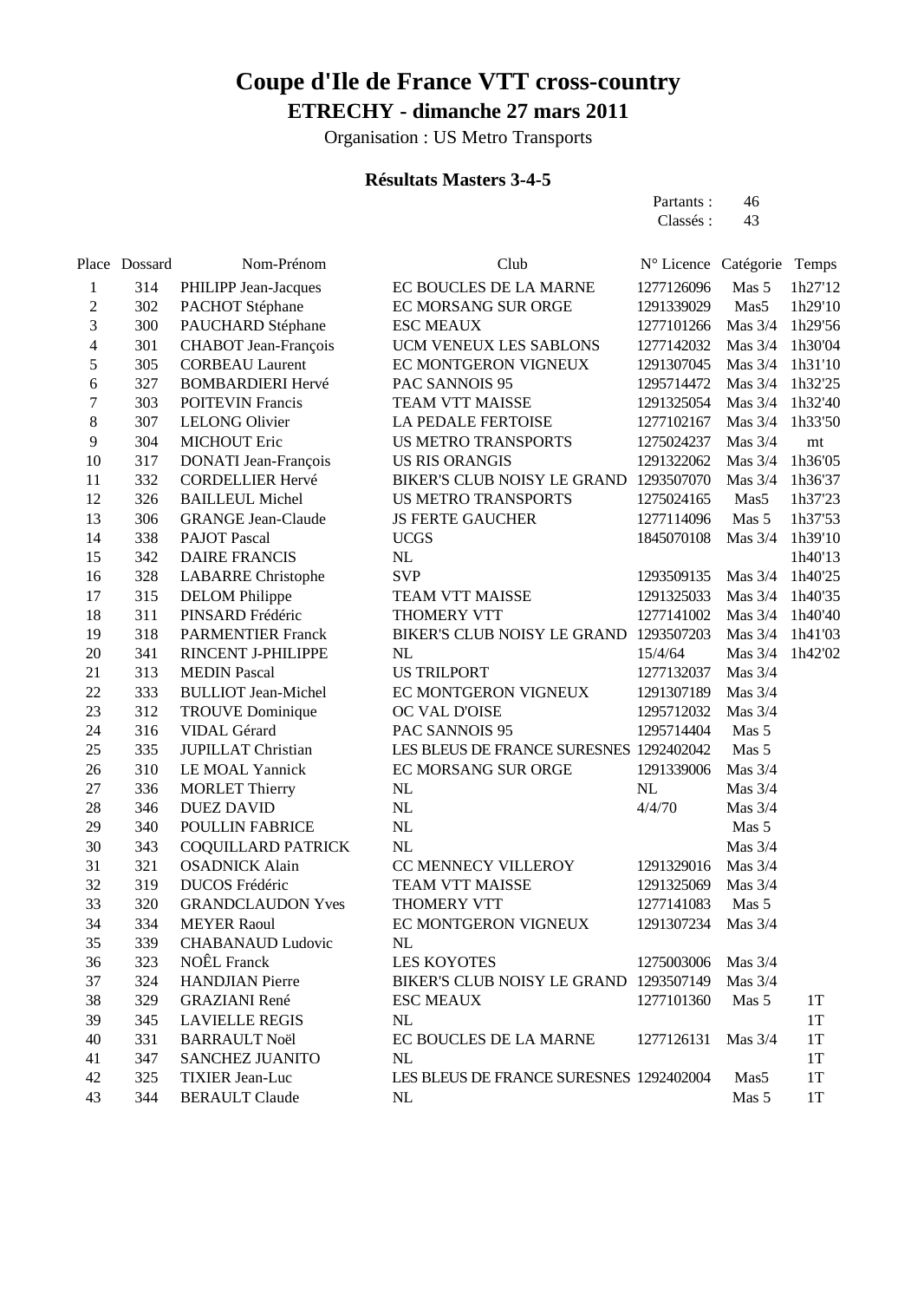# Coupe d'Ile de France VTT cross-country

## ETRECHY - dimanche 27 mars 2011

Organisation : US Metro Transports

### Résultats Masters 3-4-5

Partants : 46
Classés : 43

| Place | Dossard | Nom-Prénom | Club | N° Licence | Catégorie | Temps |
|---|---|---|---|---|---|---|
| 1 | 314 | PHILIPP Jean-Jacques | EC BOUCLES DE LA MARNE | 1277126096 | Mas 5 | 1h27'12 |
| 2 | 302 | PACHOT Stéphane | EC MORSANG SUR ORGE | 1291339029 | Mas5 | 1h29'10 |
| 3 | 300 | PAUCHARD Stéphane | ESC MEAUX | 1277101266 | Mas 3/4 | 1h29'56 |
| 4 | 301 | CHABOT Jean-François | UCM VENEUX LES SABLONS | 1277142032 | Mas 3/4 | 1h30'04 |
| 5 | 305 | CORBEAU Laurent | EC MONTGERON VIGNEUX | 1291307045 | Mas 3/4 | 1h31'10 |
| 6 | 327 | BOMBARDIERI Hervé | PAC SANNOIS 95 | 1295714472 | Mas 3/4 | 1h32'25 |
| 7 | 303 | POITEVIN Francis | TEAM VTT MAISSE | 1291325054 | Mas 3/4 | 1h32'40 |
| 8 | 307 | LELONG Olivier | LA PEDALE FERTOISE | 1277102167 | Mas 3/4 | 1h33'50 |
| 9 | 304 | MICHOUT Eric | US METRO TRANSPORTS | 1275024237 | Mas 3/4 | mt |
| 10 | 317 | DONATI Jean-François | US RIS ORANGIS | 1291322062 | Mas 3/4 | 1h36'05 |
| 11 | 332 | CORDELLIER Hervé | BIKER'S CLUB NOISY LE GRAND | 1293507070 | Mas 3/4 | 1h36'37 |
| 12 | 326 | BAILLEUL Michel | US METRO TRANSPORTS | 1275024165 | Mas5 | 1h37'23 |
| 13 | 306 | GRANGE Jean-Claude | JS FERTE GAUCHER | 1277114096 | Mas 5 | 1h37'53 |
| 14 | 338 | PAJOT Pascal | UCGS | 1845070108 | Mas 3/4 | 1h39'10 |
| 15 | 342 | DAIRE FRANCIS | NL | | | 1h40'13 |
| 16 | 328 | LABARRE Christophe | SVP | 1293509135 | Mas 3/4 | 1h40'25 |
| 17 | 315 | DELOM Philippe | TEAM VTT MAISSE | 1291325033 | Mas 3/4 | 1h40'35 |
| 18 | 311 | PINSARD Frédéric | THOMERY VTT | 1277141002 | Mas 3/4 | 1h40'40 |
| 19 | 318 | PARMENTIER Franck | BIKER'S CLUB NOISY LE GRAND | 1293507203 | Mas 3/4 | 1h41'03 |
| 20 | 341 | RINCENT J-PHILIPPE | NL | 15/4/64 | Mas 3/4 | 1h42'02 |
| 21 | 313 | MEDIN Pascal | US TRILPORT | 1277132037 | Mas 3/4 | |
| 22 | 333 | BULLIOT Jean-Michel | EC MONTGERON VIGNEUX | 1291307189 | Mas 3/4 | |
| 23 | 312 | TROUVE Dominique | OC VAL D'OISE | 1295712032 | Mas 3/4 | |
| 24 | 316 | VIDAL Gérard | PAC SANNOIS 95 | 1295714404 | Mas 5 | |
| 25 | 335 | JUPILLAT Christian | LES BLEUS DE FRANCE SURESNES | 1292402042 | Mas 5 | |
| 26 | 310 | LE MOAL Yannick | EC MORSANG SUR ORGE | 1291339006 | Mas 3/4 | |
| 27 | 336 | MORLET Thierry | NL | NL | Mas 3/4 | |
| 28 | 346 | DUEZ DAVID | NL | 4/4/70 | Mas 3/4 | |
| 29 | 340 | POULLIN FABRICE | NL | | Mas 5 | |
| 30 | 343 | COQUILLARD PATRICK | NL | | Mas 3/4 | |
| 31 | 321 | OSADNICK Alain | CC MENNECY VILLEROY | 1291329016 | Mas 3/4 | |
| 32 | 319 | DUCOS Frédéric | TEAM VTT MAISSE | 1291325069 | Mas 3/4 | |
| 33 | 320 | GRANDCLAUDON Yves | THOMERY VTT | 1277141083 | Mas 5 | |
| 34 | 334 | MEYER Raoul | EC MONTGERON VIGNEUX | 1291307234 | Mas 3/4 | |
| 35 | 339 | CHABANAUD Ludovic | NL | | | |
| 36 | 323 | NOÊL Franck | LES KOYOTES | 1275003006 | Mas 3/4 | |
| 37 | 324 | HANDJIAN Pierre | BIKER'S CLUB NOISY LE GRAND | 1293507149 | Mas 3/4 | |
| 38 | 329 | GRAZIANI René | ESC MEAUX | 1277101360 | Mas 5 | 1T |
| 39 | 345 | LAVIELLE REGIS | NL | | | 1T |
| 40 | 331 | BARRAULT Noël | EC BOUCLES DE LA MARNE | 1277126131 | Mas 3/4 | 1T |
| 41 | 347 | SANCHEZ JUANITO | NL | | | 1T |
| 42 | 325 | TIXIER Jean-Luc | LES BLEUS DE FRANCE SURESNES | 1292402004 | Mas5 | 1T |
| 43 | 344 | BERAULT Claude | NL | | Mas 5 | 1T |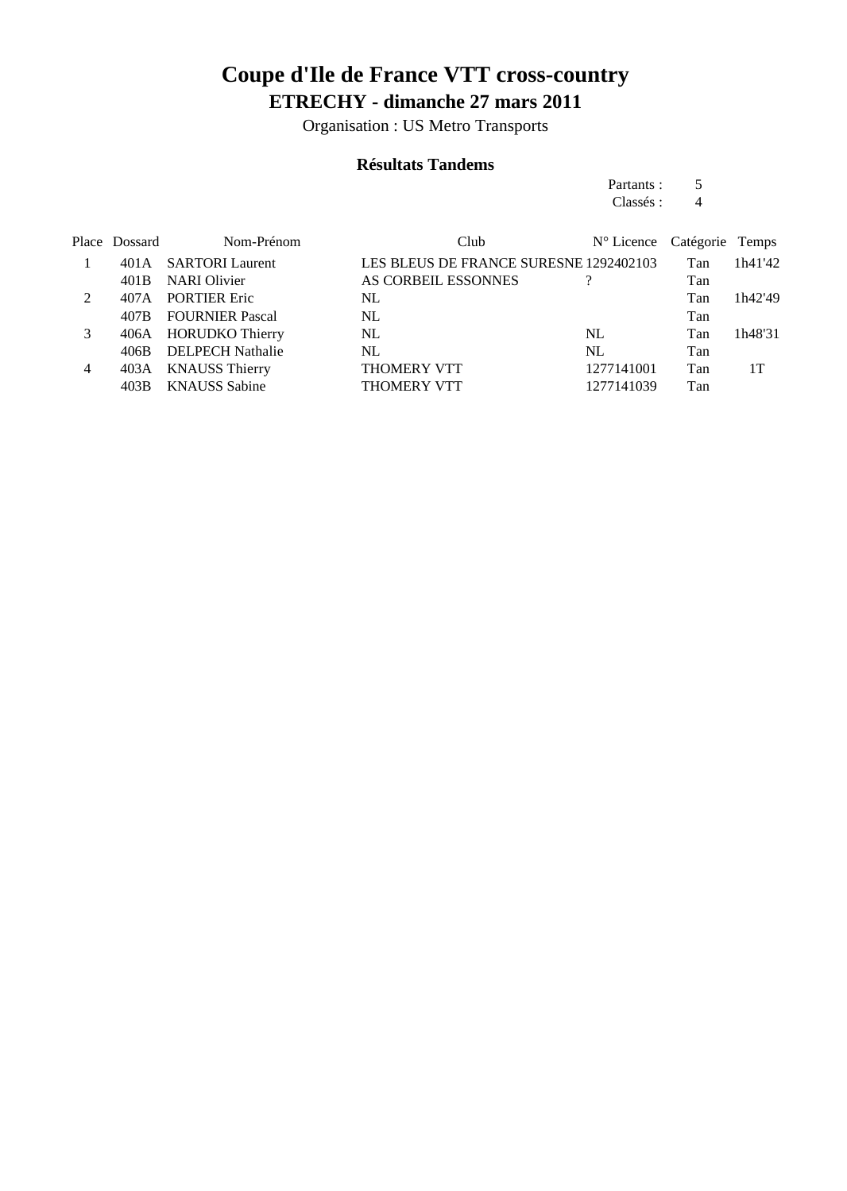# Coupe d'Ile de France VTT cross-country

## ETRECHY - dimanche 27 mars 2011

Organisation : US Metro Transports

### Résultats Tandems

Partants : 5
Classés : 4

| Place | Dossard | Nom-Prénom | Club | N° Licence | Catégorie | Temps |
|---|---|---|---|---|---|---|
| 1 | 401A | SARTORI Laurent | LES BLEUS DE FRANCE SURESNE | 1292402103 | Tan | 1h41'42 |
| | 401B | NARI Olivier | AS CORBEIL ESSONNES | ? | Tan | |
| 2 | 407A | PORTIER Eric | NL | | Tan | 1h42'49 |
| | 407B | FOURNIER Pascal | NL | | Tan | |
| 3 | 406A | HORUDKO Thierry | NL | NL | Tan | 1h48'31 |
| | 406B | DELPECH Nathalie | NL | NL | Tan | |
| 4 | 403A | KNAUSS Thierry | THOMERY VTT | 1277141001 | Tan | 1T |
| | 403B | KNAUSS Sabine | THOMERY VTT | 1277141039 | Tan | |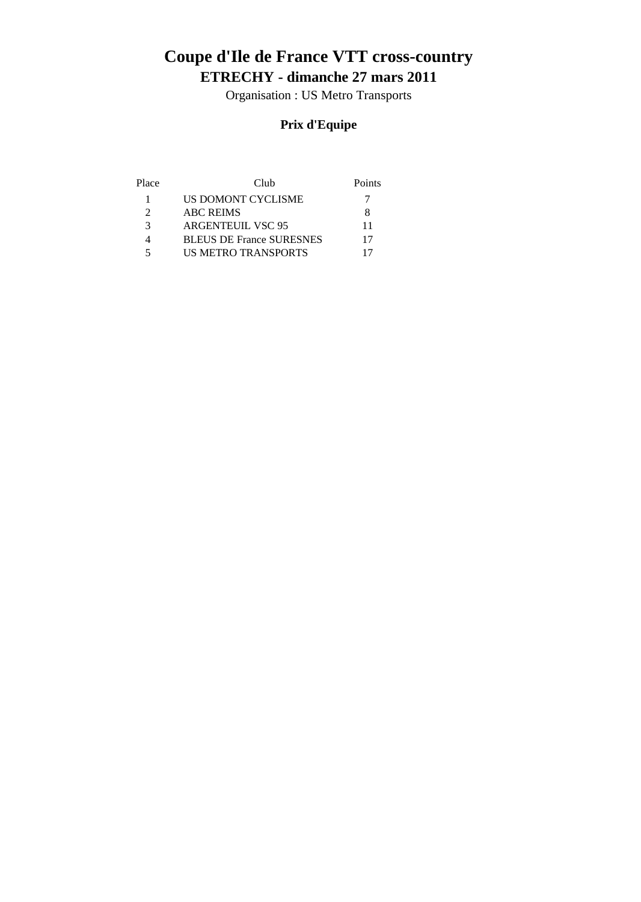# Coupe d'Ile de France VTT cross-country

## ETRECHY - dimanche 27 mars 2011

Organisation : US Metro Transports

### Prix d'Equipe

| Place | Club | Points |
|---|---|---|
| 1 | US DOMONT CYCLISME | 7 |
| 2 | ABC REIMS | 8 |
| 3 | ARGENTEUIL VSC 95 | 11 |
| 4 | BLEUS DE France SURESNES | 17 |
| 5 | US METRO TRANSPORTS | 17 |